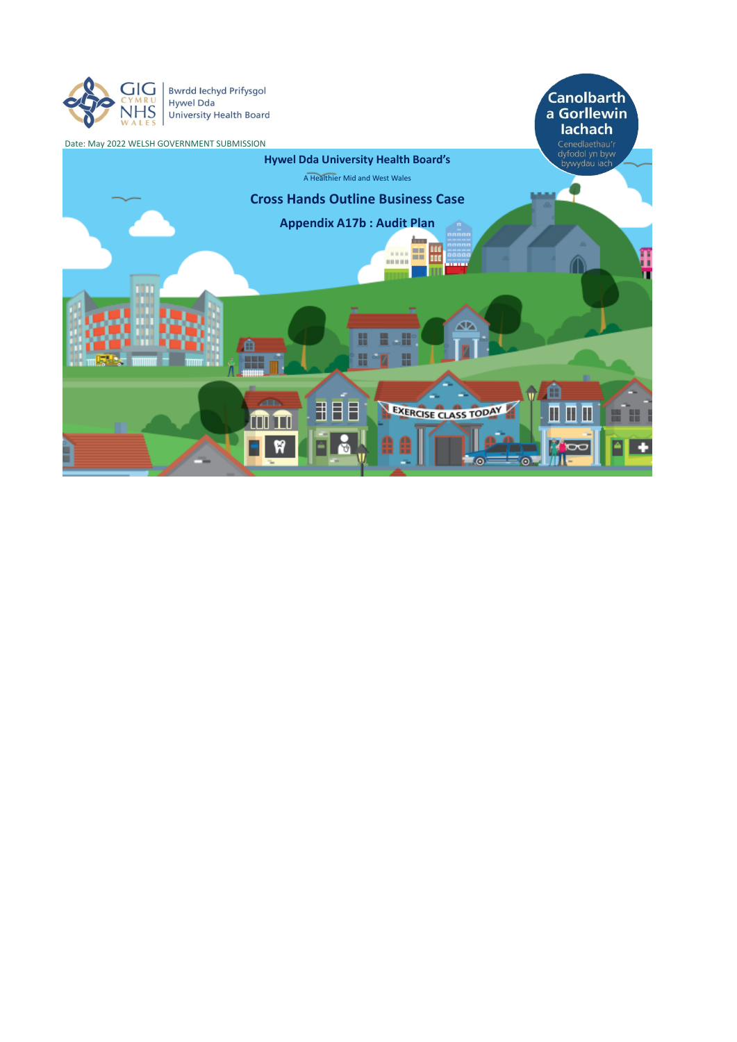GIG CYMRU NHS WALES

Bwrdd Iechyd Prifysgol Hywel Dda University Health Board

Canolbarth a Gorllewin Iachach

Cenedlaethau'r dyfodol yn byw bywydau iach

Date: May 2022 WELSH GOVERNMENT SUBMISSION

# Hywel Dda University Health Board's

A Healthier Mid and West Wales

# Cross Hands Outline Business Case

## Appendix A17b : Audit Plan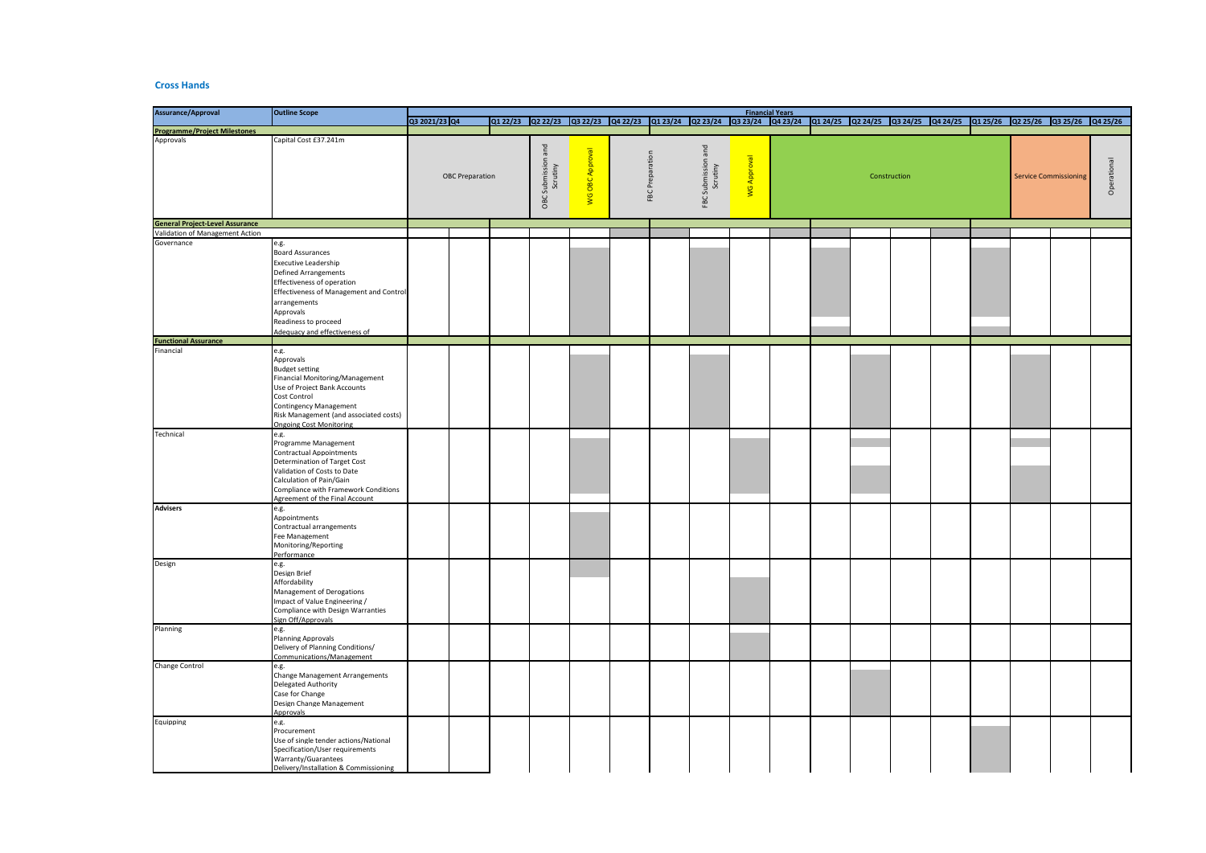## Cross Hands

| Assurance/Approval | Outline Scope | Q3 2021/23 | Q4 | Q1 22/23 | Q2 22/23 | Q3 22/23 | Q4 22/23 | Q1 23/24 | Q2 23/24 | Q3 23/24 | Q4 23/24 | Q1 24/25 | Q2 24/25 | Q3 24/25 | Q4 24/25 | Q1 25/26 | Q2 25/26 | Q3 25/26 | Q4 25/26 |
|---|---|---|---|---|---|---|---|---|---|---|---|---|---|---|---|---|---|---|---|
| | | Financial Years | | | | | | | | | | | | | | | | | |
| **Programme/Project Milestones** | | | | | | | | | | | | | | | | | | | |
| Approvals | Capital Cost £37.241m | OBC Preparation | | | OBC Submission and Scrutiny | WG OBC Approval | FBC Preparation | | FBC Submission and Scrutiny | WG Approval | Construction | | | | | Service Commissioning | | | Operational |
| **General Project-Level Assurance** | | | | | | | | | | | | | | | | | | | |
| Validation of Management Action | | | | | | | | | | | | | | | | | | | |
| Governance | e.g. Board Assurances, Executive Leadership, Defined Arrangements, Effectiveness of operation, Effectiveness of Management and Control arrangements, Approvals, Readiness to proceed, Adequacy and effectiveness of | | | | | | | | | | | | | | | | | | |
| **Functional Assurance** | | | | | | | | | | | | | | | | | | | |
| Financial | e.g. Approvals, Budget setting, Financial Monitoring/Management, Use of Project Bank Accounts, Cost Control, Contingency Management, Risk Management (and associated costs), Ongoing Cost Monitoring | | | | | | | | | | | | | | | | | | |
| Technical | e.g. Programme Management, Contractual Appointments, Determination of Target Cost, Validation of Costs to Date, Calculation of Pain/Gain, Compliance with Framework Conditions, Agreement of the Final Account | | | | | | | | | | | | | | | | | | |
| **Advisers** | e.g. Appointments, Contractual arrangements, Fee Management, Monitoring/Reporting, Performance | | | | | | | | | | | | | | | | | | |
| Design | e.g. Design Brief, Affordability, Management of Derogations, Impact of Value Engineering / Compliance with Design Warranties, Sign Off/Approvals | | | | | | | | | | | | | | | | | | |
| Planning | e.g. Planning Approvals, Delivery of Planning Conditions/ Communications/Management | | | | | | | | | | | | | | | | | | |
| Change Control | e.g. Change Management Arrangements, Delegated Authority, Case for Change, Design Change Management, Approvals | | | | | | | | | | | | | | | | | | |
| Equipping | e.g. Procurement, Use of single tender actions/National Specification/User requirements, Warranty/Guarantees, Delivery/Installation & Commissioning | | | | | | | | | | | | | | | | | | |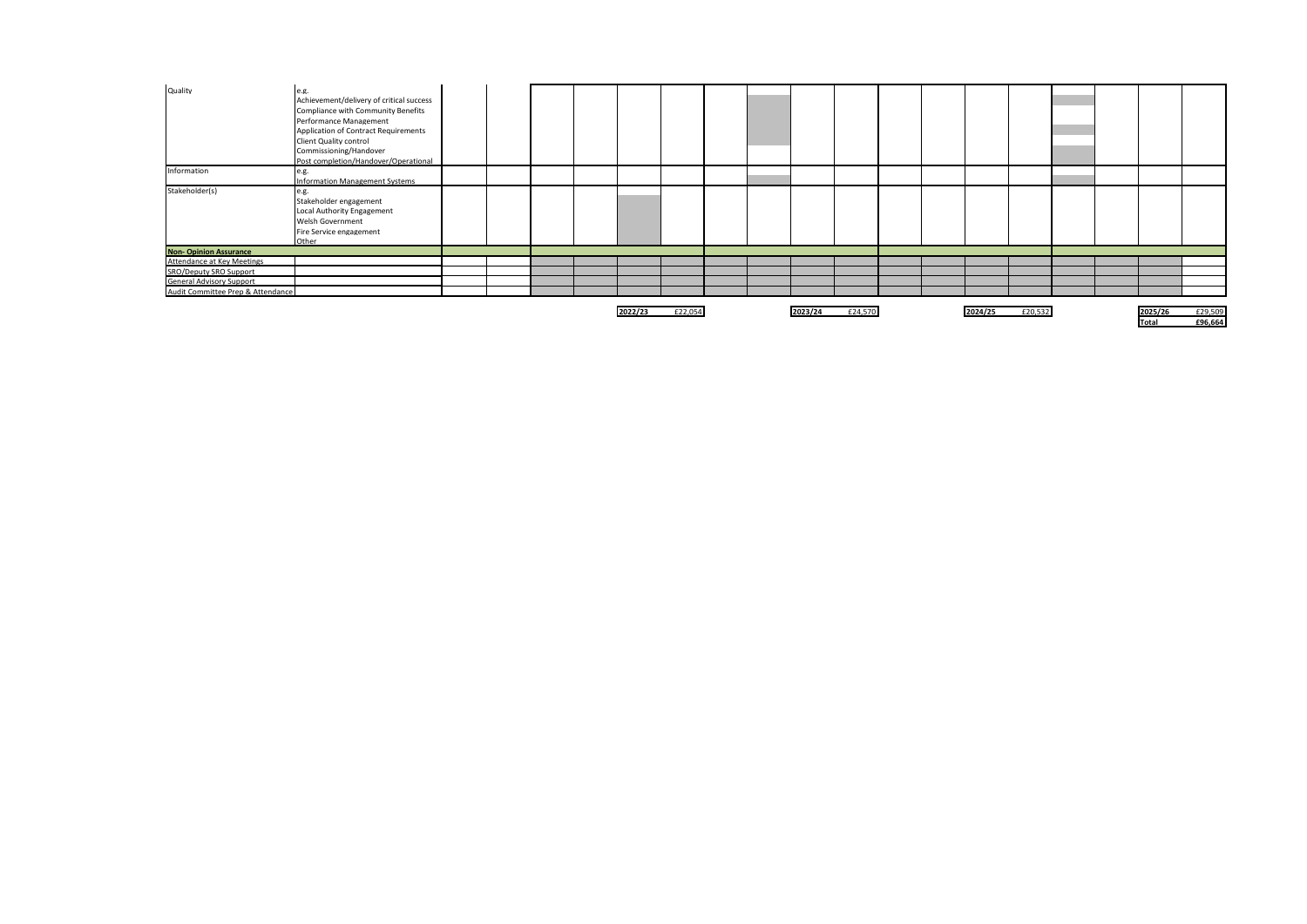| | | | | | | | | | | | | | | | | | | | |
|---|---|---|---|---|---|---|---|---|---|---|---|---|---|---|---|---|---|---|---|
| Quality | e.g.<br>Achievement/delivery of critical success<br>Compliance with Community Benefits<br>Performance Management<br>Application of Contract Requirements<br>Client Quality control<br>Commissioning/Handover<br>Post completion/Handover/Operational | | | | | | | | | | | | | | | | | | |
| Information | e.g.<br>Information Management Systems | | | | | | | | | | | | | | | | | | |
| Stakeholder(s) | e.g.<br>Stakeholder engagement<br>Local Authority Engagement<br>Welsh Government<br>Fire Service engagement<br>Other | | | | | | | | | | | | | | | | | | |
| **Non- Opinion Assurance** | | | | | | | | | | | | | | | | | | | |
| Attendance at Key Meetings | | | | | | | | | | | | | | | | | | | |
| SRO/Deputy SRO Support | | | | | | | | | | | | | | | | | | | |
| General Advisory Support | | | | | | | | | | | | | | | | | | | |
| Audit Committee Prep & Attendance | | | | | | | | | | | | | | | | | | | |

| | | | | | | | |
|---|---|---|---|---|---|---|---|
| **2022/23** | £22,054 | **2023/24** | £24,570 | **2024/25** | £20,532 | **2025/26** | £29,509 |
| | | | | | | **Total** | **£96,664** |